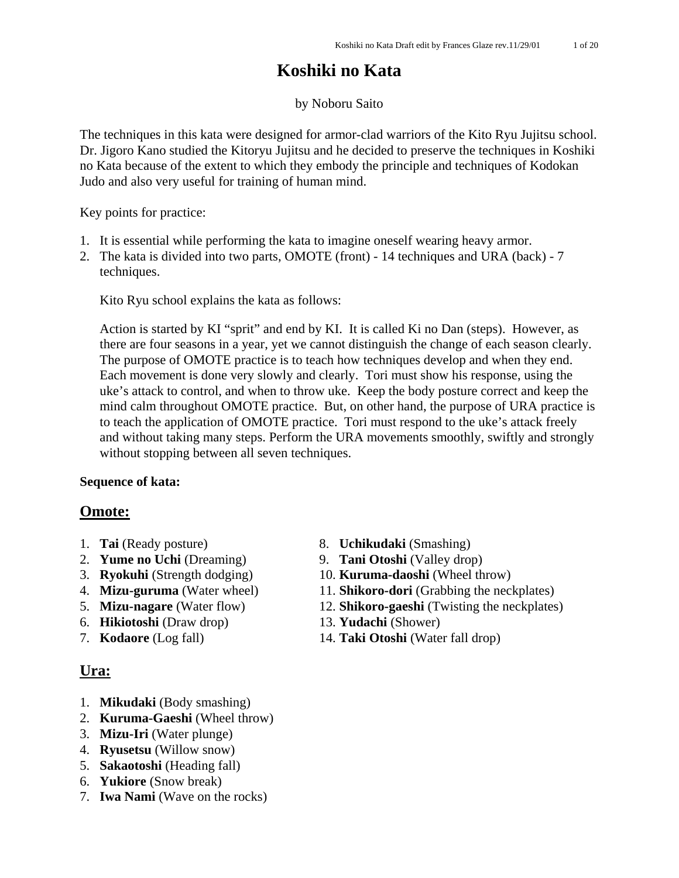# Koshiki no Kata

by Noboru Saito

The techniques in this kata were designed for armor-clad warriors of the Kito Ryu Jujitsu school. Dr. Jigoro Kano studied the Kitoryu Jujitsu and he decided to preserve the techniques in Koshiki no Kata because of the extent to which they embody the principle and techniques of Kodokan Judo and also very useful for training of human mind.

Key points for practice:

1. It is essential while performing the kata to imagine oneself wearing heavy armor.
2. The kata is divided into two parts, OMOTE (front) - 14 techniques and URA (back) - 7 techniques.

   Kito Ryu school explains the kata as follows:

   Action is started by KI "sprit" and end by KI. It is called Ki no Dan (steps). However, as there are four seasons in a year, yet we cannot distinguish the change of each season clearly. The purpose of OMOTE practice is to teach how techniques develop and when they end. Each movement is done very slowly and clearly. Tori must show his response, using the uke's attack to control, and when to throw uke. Keep the body posture correct and keep the mind calm throughout OMOTE practice. But, on other hand, the purpose of URA practice is to teach the application of OMOTE practice. Tori must respond to the uke's attack freely and without taking many steps. Perform the URA movements smoothly, swiftly and strongly without stopping between all seven techniques.

**Sequence of kata:**

## Omote:

1. **Tai** (Ready posture)
2. **Yume no Uchi** (Dreaming)
3. **Ryokuhi** (Strength dodging)
4. **Mizu-guruma** (Water wheel)
5. **Mizu-nagare** (Water flow)
6. **Hikiotoshi** (Draw drop)
7. **Kodaore** (Log fall)
8. **Uchikudaki** (Smashing)
9. **Tani Otoshi** (Valley drop)
10. **Kuruma-daoshi** (Wheel throw)
11. **Shikoro-dori** (Grabbing the neckplates)
12. **Shikoro-gaeshi** (Twisting the neckplates)
13. **Yudachi** (Shower)
14. **Taki Otoshi** (Water fall drop)

## Ura:

1. **Mikudaki** (Body smashing)
2. **Kuruma-Gaeshi** (Wheel throw)
3. **Mizu-Iri** (Water plunge)
4. **Ryusetsu** (Willow snow)
5. **Sakaotoshi** (Heading fall)
6. **Yukiore** (Snow break)
7. **Iwa Nami** (Wave on the rocks)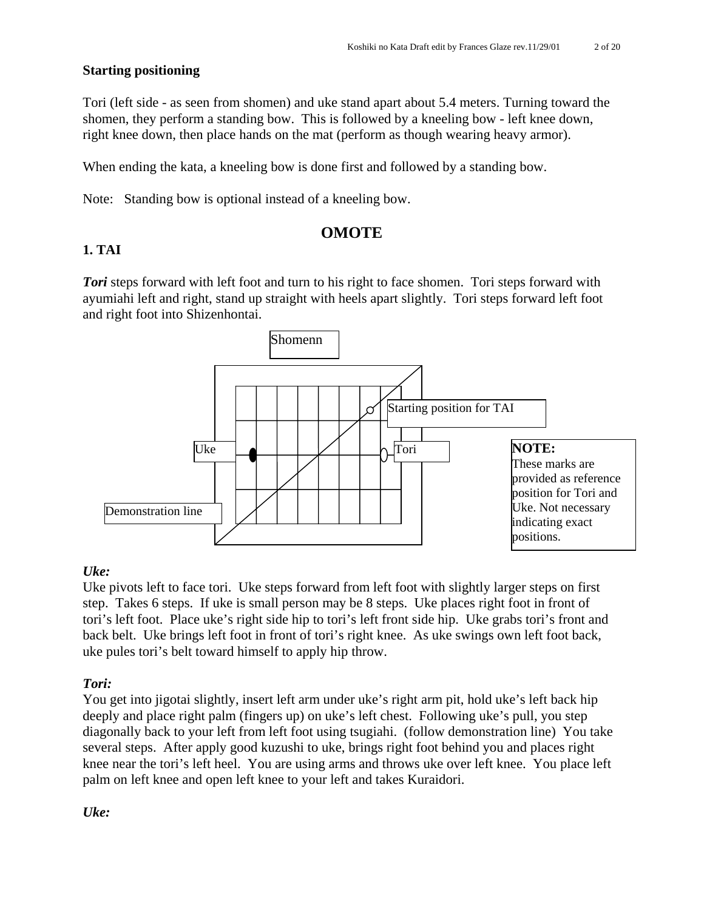**Starting positioning**

Tori (left side - as seen from shomen) and uke stand apart about 5.4 meters. Turning toward the shomen, they perform a standing bow. This is followed by a kneeling bow - left knee down, right knee down, then place hands on the mat (perform as though wearing heavy armor).

When ending the kata, a kneeling bow is done first and followed by a standing bow.

Note: Standing bow is optional instead of a kneeling bow.

## OMOTE

### 1. TAI

***Tori*** steps forward with left foot and turn to his right to face shomen. Tori steps forward with ayumiahi left and right, stand up straight with heels apart slightly. Tori steps forward left foot and right foot into Shizenhontai.

Shomenn

Starting position for TAI

Uke

Tori

Demonstration line

**NOTE:**
These marks are provided as reference position for Tori and Uke. Not necessary indicating exact positions.

***Uke:***
Uke pivots left to face tori. Uke steps forward from left foot with slightly larger steps on first step. Takes 6 steps. If uke is small person may be 8 steps. Uke places right foot in front of tori's left foot. Place uke's right side hip to tori's left front side hip. Uke grabs tori's front and back belt. Uke brings left foot in front of tori's right knee. As uke swings own left foot back, uke pules tori's belt toward himself to apply hip throw.

***Tori:***
You get into jigotai slightly, insert left arm under uke's right arm pit, hold uke's left back hip deeply and place right palm (fingers up) on uke's left chest. Following uke's pull, you step diagonally back to your left from left foot using tsugiahi. (follow demonstration line) You take several steps. After apply good kuzushi to uke, brings right foot behind you and places right knee near the tori's left heel. You are using arms and throws uke over left knee. You place left palm on left knee and open left knee to your left and takes Kuraidori.

***Uke:***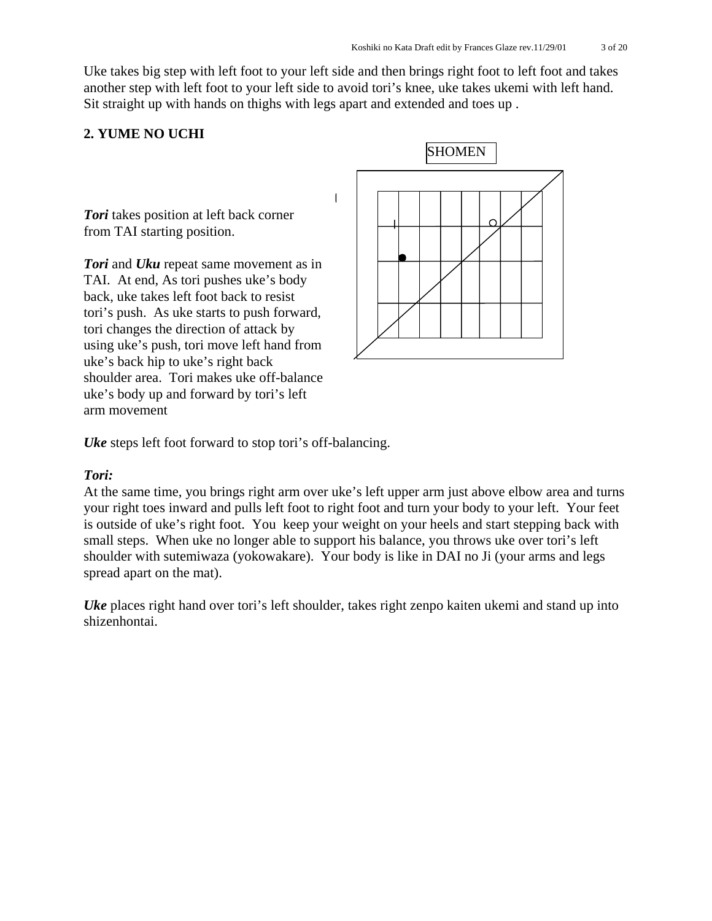Uke takes big step with left foot to your left side and then brings right foot to left foot and takes another step with left foot to your left side to avoid tori's knee, uke takes ukemi with left hand. Sit straight up with hands on thighs with legs apart and extended and toes up .

## 2. YUME NO UCHI

SHOMEN

***Tori*** takes position at left back corner from TAI starting position.

***Tori*** and ***Uku*** repeat same movement as in TAI. At end, As tori pushes uke's body back, uke takes left foot back to resist tori's push. As uke starts to push forward, tori changes the direction of attack by using uke's push, tori move left hand from uke's back hip to uke's right back shoulder area. Tori makes uke off-balance uke's body up and forward by tori's left arm movement

***Uke*** steps left foot forward to stop tori's off-balancing.

***Tori:***

At the same time, you brings right arm over uke's left upper arm just above elbow area and turns your right toes inward and pulls left foot to right foot and turn your body to your left. Your feet is outside of uke's right foot. You keep your weight on your heels and start stepping back with small steps. When uke no longer able to support his balance, you throws uke over tori's left shoulder with sutemiwaza (yokowakare). Your body is like in DAI no Ji (your arms and legs spread apart on the mat).

***Uke*** places right hand over tori's left shoulder, takes right zenpo kaiten ukemi and stand up into shizenhontai.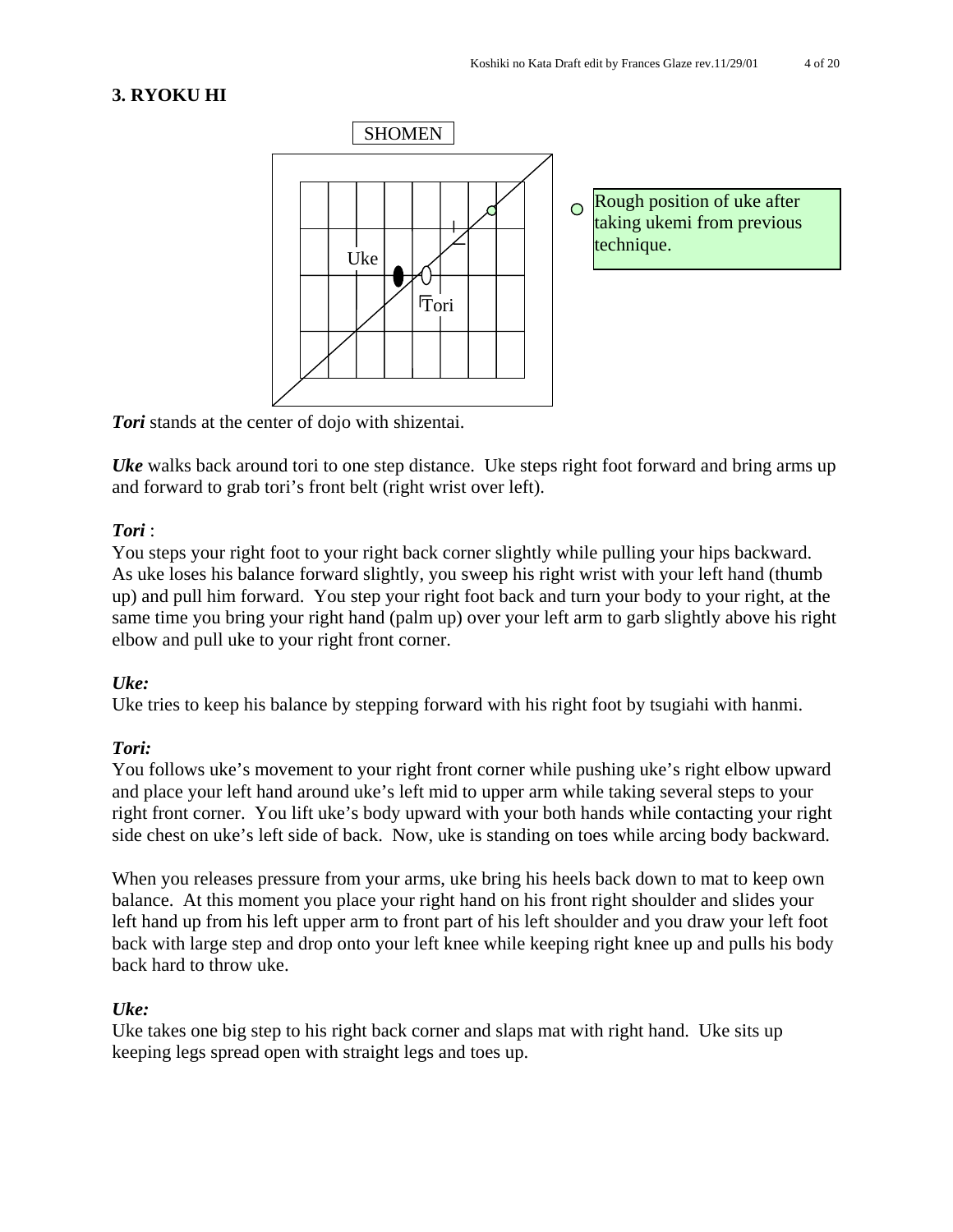## 3. RYOKU HI

SHOMEN

Uke

Tori

Rough position of uke after taking ukemi from previous technique.

***Tori*** stands at the center of dojo with shizentai.

***Uke*** walks back around tori to one step distance. Uke steps right foot forward and bring arms up and forward to grab tori's front belt (right wrist over left).

***Tori*** :
You steps your right foot to your right back corner slightly while pulling your hips backward. As uke loses his balance forward slightly, you sweep his right wrist with your left hand (thumb up) and pull him forward. You step your right foot back and turn your body to your right, at the same time you bring your right hand (palm up) over your left arm to garb slightly above his right elbow and pull uke to your right front corner.

***Uke:***
Uke tries to keep his balance by stepping forward with his right foot by tsugiahi with hanmi.

***Tori:***
You follows uke's movement to your right front corner while pushing uke's right elbow upward and place your left hand around uke's left mid to upper arm while taking several steps to your right front corner. You lift uke's body upward with your both hands while contacting your right side chest on uke's left side of back. Now, uke is standing on toes while arcing body backward.

When you releases pressure from your arms, uke bring his heels back down to mat to keep own balance. At this moment you place your right hand on his front right shoulder and slides your left hand up from his left upper arm to front part of his left shoulder and you draw your left foot back with large step and drop onto your left knee while keeping right knee up and pulls his body back hard to throw uke.

***Uke:***
Uke takes one big step to his right back corner and slaps mat with right hand. Uke sits up keeping legs spread open with straight legs and toes up.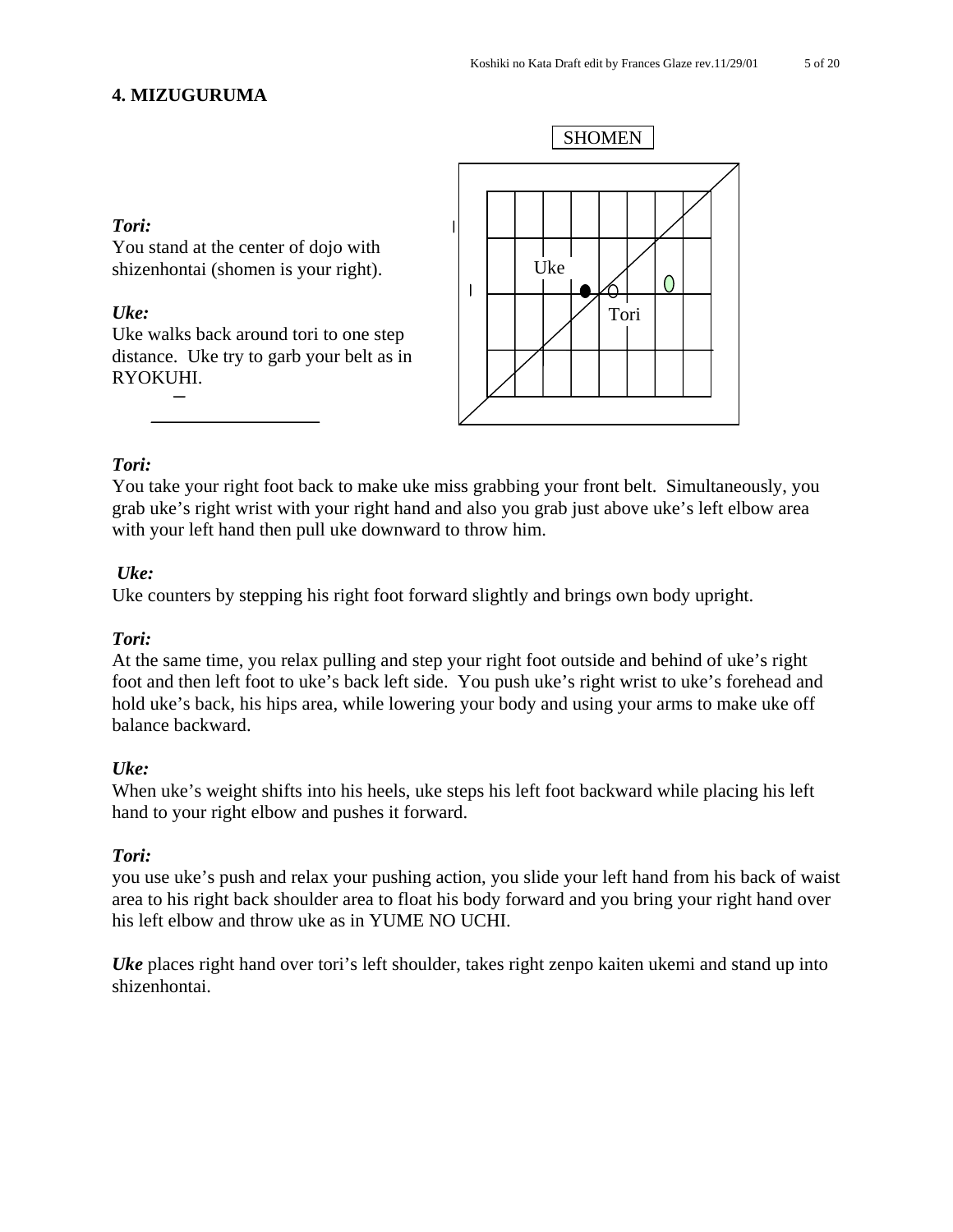# 4. MIZUGURUMA

SHOMEN

Uke

Tori

***Tori:***
You stand at the center of dojo with shizenhontai (shomen is your right).

***Uke:***
Uke walks back around tori to one step distance. Uke try to garb your belt as in RYOKUHI.

***Tori:***
You take your right foot back to make uke miss grabbing your front belt. Simultaneously, you grab uke's right wrist with your right hand and also you grab just above uke's left elbow area with your left hand then pull uke downward to throw him.

***Uke:***
Uke counters by stepping his right foot forward slightly and brings own body upright.

***Tori:***
At the same time, you relax pulling and step your right foot outside and behind of uke's right foot and then left foot to uke's back left side. You push uke's right wrist to uke's forehead and hold uke's back, his hips area, while lowering your body and using your arms to make uke off balance backward.

***Uke:***
When uke's weight shifts into his heels, uke steps his left foot backward while placing his left hand to your right elbow and pushes it forward.

***Tori:***
you use uke's push and relax your pushing action, you slide your left hand from his back of waist area to his right back shoulder area to float his body forward and you bring your right hand over his left elbow and throw uke as in YUME NO UCHI.

***Uke*** places right hand over tori's left shoulder, takes right zenpo kaiten ukemi and stand up into shizenhontai.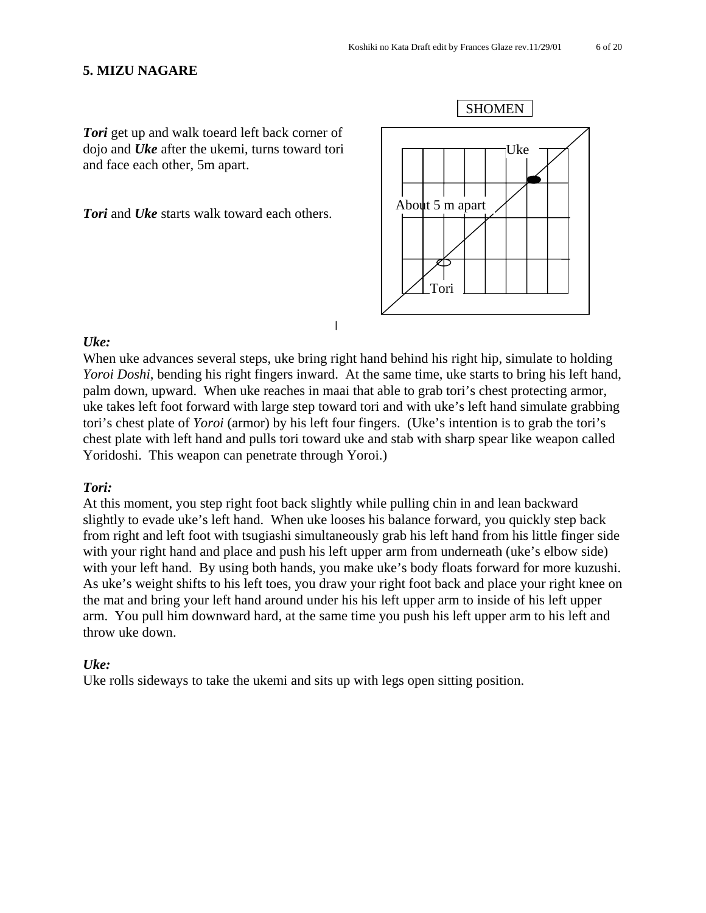## 5. MIZU NAGARE

***Tori*** get up and walk toeard left back corner of dojo and ***Uke*** after the ukemi, turns toward tori and face each other, 5m apart.

***Tori*** and ***Uke*** starts walk toward each others.

SHOMEN

Uke

About 5 m apart

Tori

***Uke:***

When uke advances several steps, uke bring right hand behind his right hip, simulate to holding *Yoroi Doshi*, bending his right fingers inward. At the same time, uke starts to bring his left hand, palm down, upward. When uke reaches in maai that able to grab tori's chest protecting armor, uke takes left foot forward with large step toward tori and with uke's left hand simulate grabbing tori's chest plate of *Yoroi* (armor) by his left four fingers. (Uke's intention is to grab the tori's chest plate with left hand and pulls tori toward uke and stab with sharp spear like weapon called Yoridoshi. This weapon can penetrate through Yoroi.)

***Tori:***

At this moment, you step right foot back slightly while pulling chin in and lean backward slightly to evade uke's left hand. When uke looses his balance forward, you quickly step back from right and left foot with tsugiashi simultaneously grab his left hand from his little finger side with your right hand and place and push his left upper arm from underneath (uke's elbow side) with your left hand. By using both hands, you make uke's body floats forward for more kuzushi. As uke's weight shifts to his left toes, you draw your right foot back and place your right knee on the mat and bring your left hand around under his his left upper arm to inside of his left upper arm. You pull him downward hard, at the same time you push his left upper arm to his left and throw uke down.

***Uke:***

Uke rolls sideways to take the ukemi and sits up with legs open sitting position.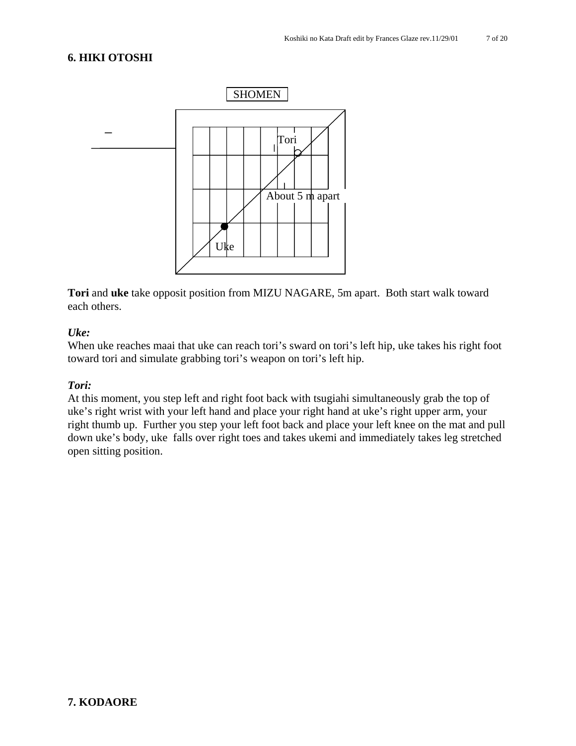## 6. HIKI OTOSHI

SHOMEN

Tori

About 5 m apart

Uke

**Tori** and **uke** take opposit position from MIZU NAGARE, 5m apart. Both start walk toward each others.

***Uke:***

When uke reaches maai that uke can reach tori's sward on tori's left hip, uke takes his right foot toward tori and simulate grabbing tori's weapon on tori's left hip.

***Tori:***

At this moment, you step left and right foot back with tsugiahi simultaneously grab the top of uke's right wrist with your left hand and place your right hand at uke's right upper arm, your right thumb up. Further you step your left foot back and place your left knee on the mat and pull down uke's body, uke falls over right toes and takes ukemi and immediately takes leg stretched open sitting position.

## 7. KODAORE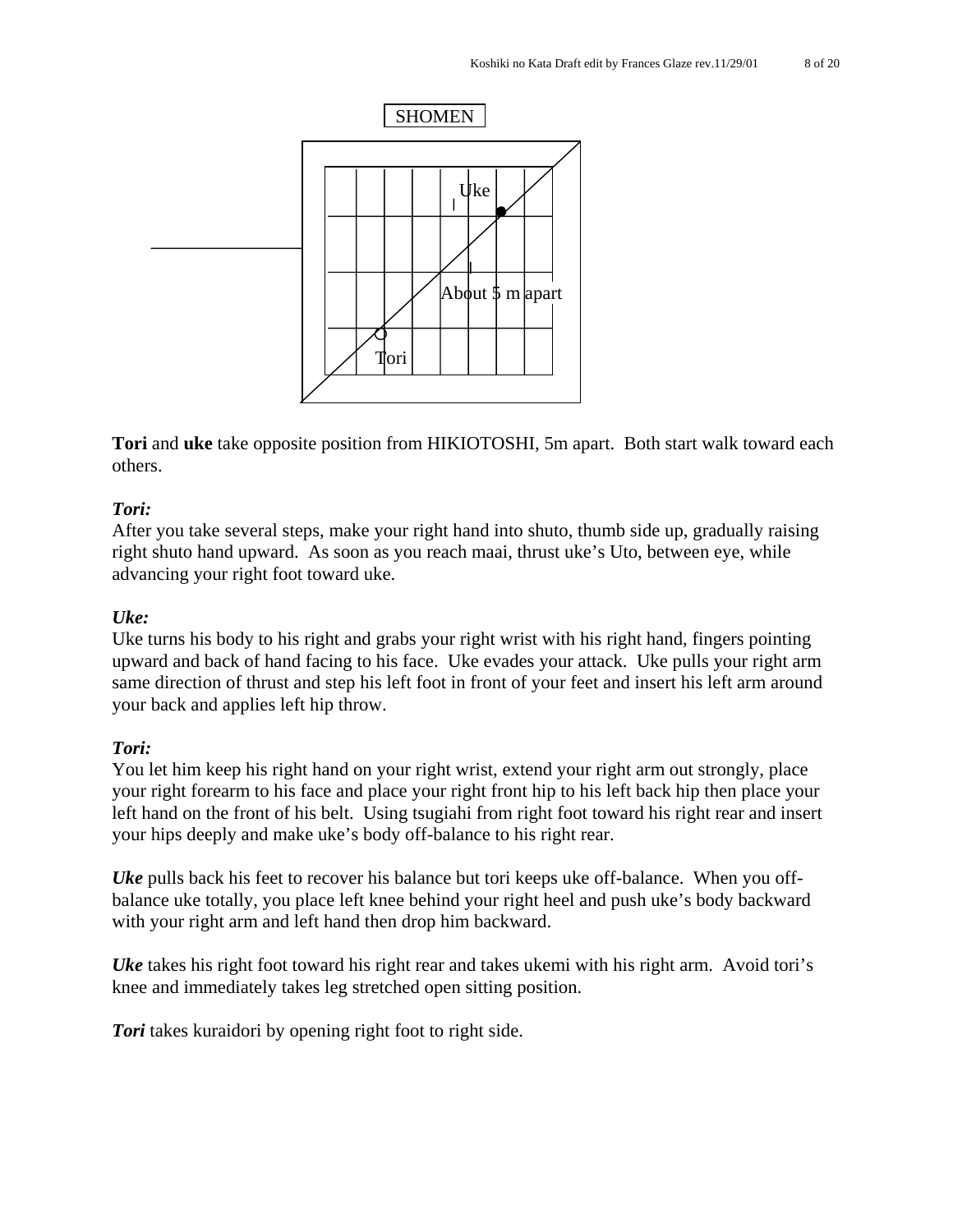SHOMEN

Uke

About 5 m apart

Tori

**Tori** and **uke** take opposite position from HIKIOTOSHI, 5m apart. Both start walk toward each others.

***Tori:***
After you take several steps, make your right hand into shuto, thumb side up, gradually raising right shuto hand upward. As soon as you reach maai, thrust uke's Uto, between eye, while advancing your right foot toward uke.

***Uke:***
Uke turns his body to his right and grabs your right wrist with his right hand, fingers pointing upward and back of hand facing to his face. Uke evades your attack. Uke pulls your right arm same direction of thrust and step his left foot in front of your feet and insert his left arm around your back and applies left hip throw.

***Tori:***
You let him keep his right hand on your right wrist, extend your right arm out strongly, place your right forearm to his face and place your right front hip to his left back hip then place your left hand on the front of his belt. Using tsugiahi from right foot toward his right rear and insert your hips deeply and make uke's body off-balance to his right rear.

***Uke*** pulls back his feet to recover his balance but tori keeps uke off-balance. When you off-balance uke totally, you place left knee behind your right heel and push uke's body backward with your right arm and left hand then drop him backward.

***Uke*** takes his right foot toward his right rear and takes ukemi with his right arm. Avoid tori's knee and immediately takes leg stretched open sitting position.

***Tori*** takes kuraidori by opening right foot to right side.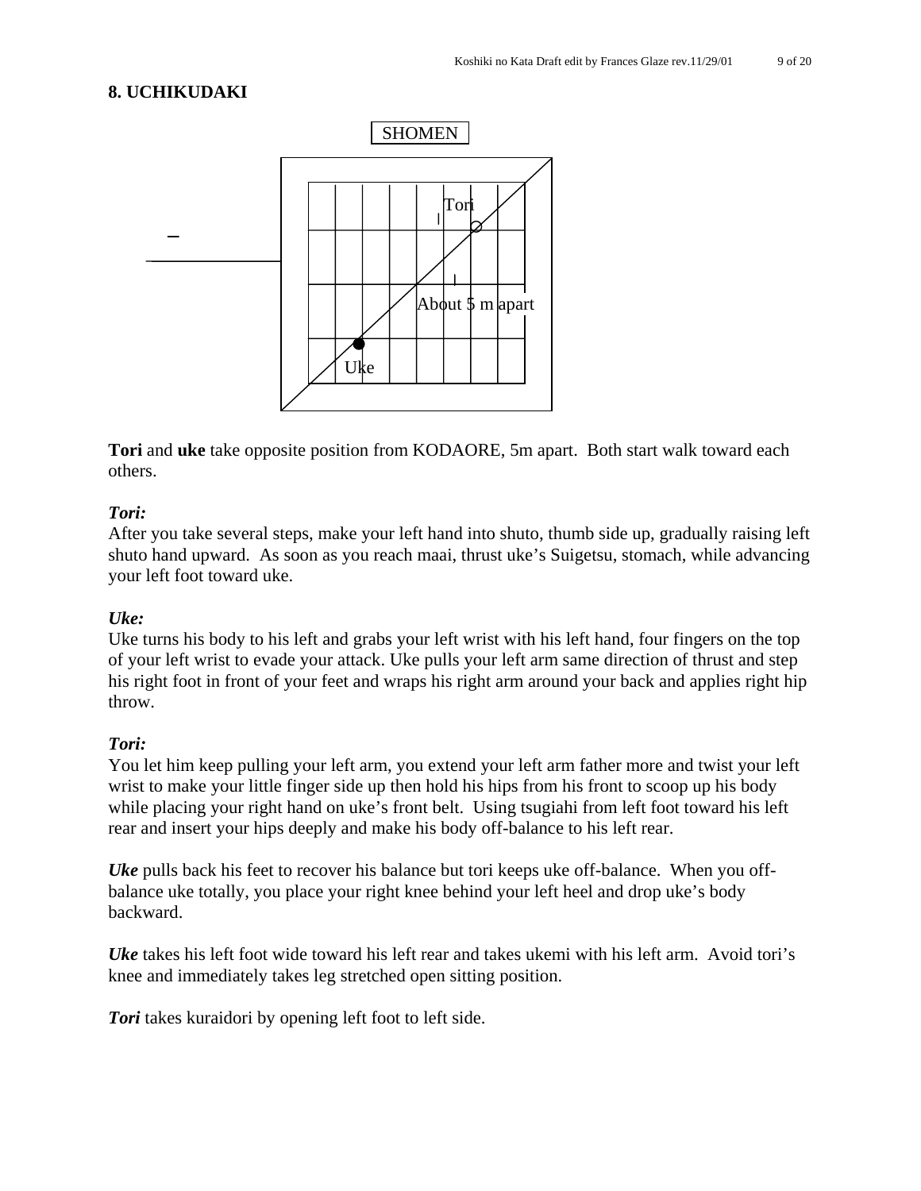## 8. UCHIKUDAKI

SHOMEN

Tori

About 5 m apart

Uke

**Tori** and **uke** take opposite position from KODAORE, 5m apart. Both start walk toward each others.

***Tori:***
After you take several steps, make your left hand into shuto, thumb side up, gradually raising left shuto hand upward. As soon as you reach maai, thrust uke's Suigetsu, stomach, while advancing your left foot toward uke.

***Uke:***
Uke turns his body to his left and grabs your left wrist with his left hand, four fingers on the top of your left wrist to evade your attack. Uke pulls your left arm same direction of thrust and step his right foot in front of your feet and wraps his right arm around your back and applies right hip throw.

***Tori:***
You let him keep pulling your left arm, you extend your left arm father more and twist your left wrist to make your little finger side up then hold his hips from his front to scoop up his body while placing your right hand on uke's front belt. Using tsugiahi from left foot toward his left rear and insert your hips deeply and make his body off-balance to his left rear.

***Uke*** pulls back his feet to recover his balance but tori keeps uke off-balance. When you off-balance uke totally, you place your right knee behind your left heel and drop uke's body backward.

***Uke*** takes his left foot wide toward his left rear and takes ukemi with his left arm. Avoid tori's knee and immediately takes leg stretched open sitting position.

***Tori*** takes kuraidori by opening left foot to left side.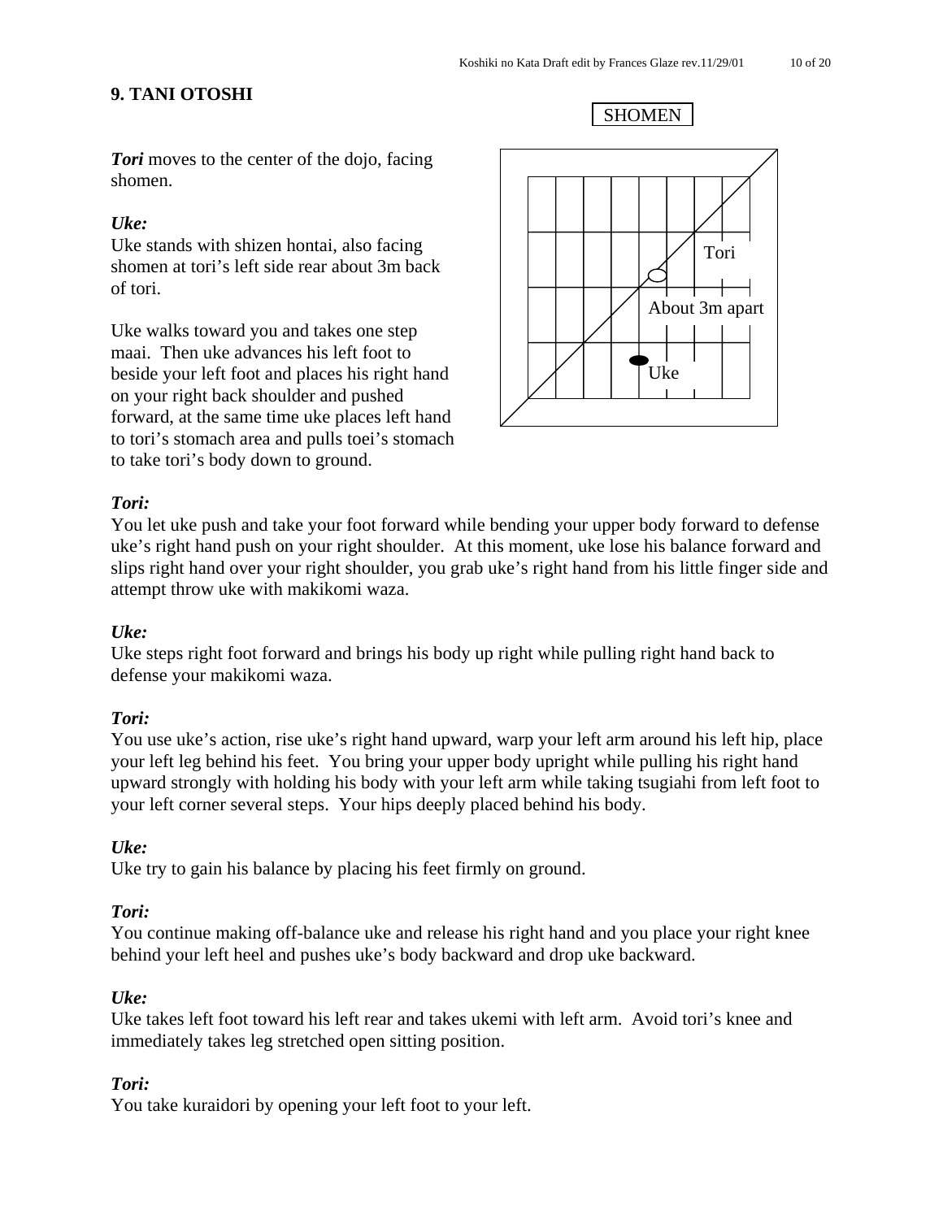## 9. TANI OTOSHI

SHOMEN

Tori

About 3m apart

Uke

***Tori*** moves to the center of the dojo, facing shomen.

***Uke:***
Uke stands with shizen hontai, also facing shomen at tori's left side rear about 3m back of tori.

Uke walks toward you and takes one step maai. Then uke advances his left foot to beside your left foot and places his right hand on your right back shoulder and pushed forward, at the same time uke places left hand to tori's stomach area and pulls toei's stomach to take tori's body down to ground.

***Tori:***
You let uke push and take your foot forward while bending your upper body forward to defense uke's right hand push on your right shoulder. At this moment, uke lose his balance forward and slips right hand over your right shoulder, you grab uke's right hand from his little finger side and attempt throw uke with makikomi waza.

***Uke:***
Uke steps right foot forward and brings his body up right while pulling right hand back to defense your makikomi waza.

***Tori:***
You use uke's action, rise uke's right hand upward, warp your left arm around his left hip, place your left leg behind his feet. You bring your upper body upright while pulling his right hand upward strongly with holding his body with your left arm while taking tsugiahi from left foot to your left corner several steps. Your hips deeply placed behind his body.

***Uke:***
Uke try to gain his balance by placing his feet firmly on ground.

***Tori:***
You continue making off-balance uke and release his right hand and you place your right knee behind your left heel and pushes uke's body backward and drop uke backward.

***Uke:***
Uke takes left foot toward his left rear and takes ukemi with left arm. Avoid tori's knee and immediately takes leg stretched open sitting position.

***Tori:***
You take kuraidori by opening your left foot to your left.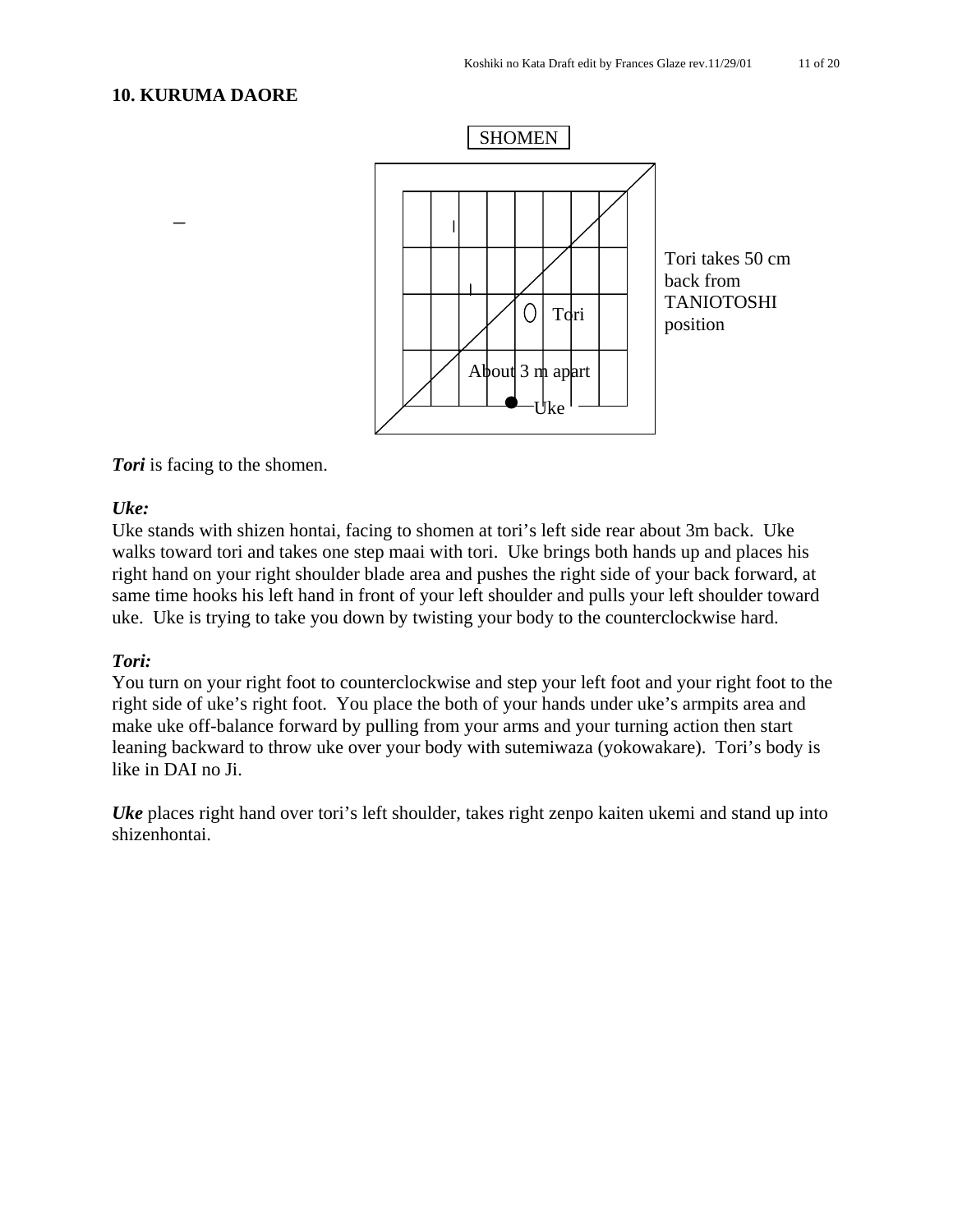## 10. KURUMA DAORE

SHOMEN

Tori

About 3 m apart

Uke

Tori takes 50 cm back from TANIOTOSHI position

***Tori*** is facing to the shomen.

***Uke:***
Uke stands with shizen hontai, facing to shomen at tori's left side rear about 3m back. Uke walks toward tori and takes one step maai with tori. Uke brings both hands up and places his right hand on your right shoulder blade area and pushes the right side of your back forward, at same time hooks his left hand in front of your left shoulder and pulls your left shoulder toward uke. Uke is trying to take you down by twisting your body to the counterclockwise hard.

***Tori:***
You turn on your right foot to counterclockwise and step your left foot and your right foot to the right side of uke's right foot. You place the both of your hands under uke's armpits area and make uke off-balance forward by pulling from your arms and your turning action then start leaning backward to throw uke over your body with sutemiwaza (yokowakare). Tori's body is like in DAI no Ji.

***Uke*** places right hand over tori's left shoulder, takes right zenpo kaiten ukemi and stand up into shizenhontai.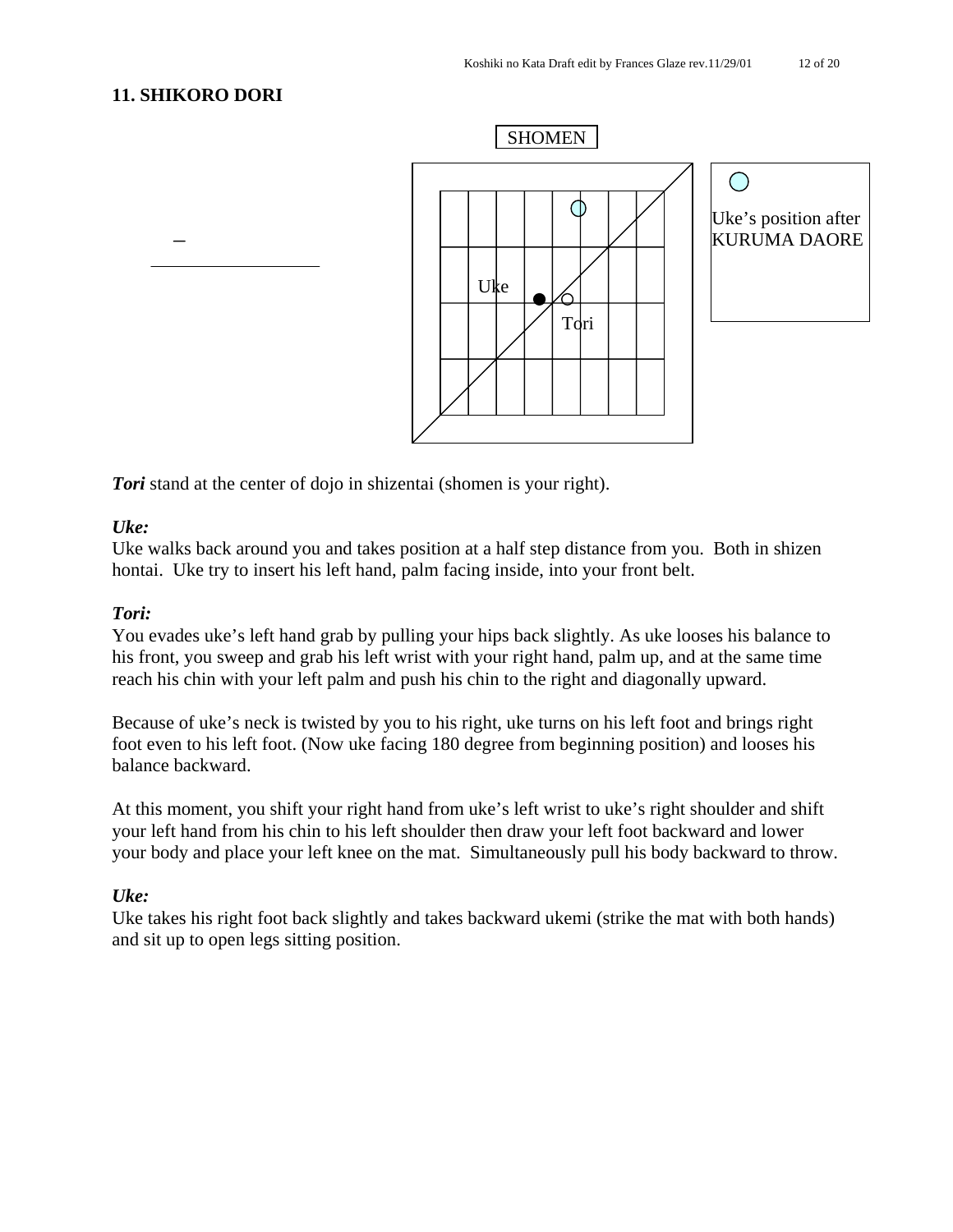## 11. SHIKORO DORI

SHOMEN

Uke

Tori

Uke's position after KURUMA DAORE

***Tori*** stand at the center of dojo in shizentai (shomen is your right).

***Uke:***
Uke walks back around you and takes position at a half step distance from you. Both in shizen hontai. Uke try to insert his left hand, palm facing inside, into your front belt.

***Tori:***
You evades uke's left hand grab by pulling your hips back slightly. As uke looses his balance to his front, you sweep and grab his left wrist with your right hand, palm up, and at the same time reach his chin with your left palm and push his chin to the right and diagonally upward.

Because of uke's neck is twisted by you to his right, uke turns on his left foot and brings right foot even to his left foot. (Now uke facing 180 degree from beginning position) and looses his balance backward.

At this moment, you shift your right hand from uke's left wrist to uke's right shoulder and shift your left hand from his chin to his left shoulder then draw your left foot backward and lower your body and place your left knee on the mat. Simultaneously pull his body backward to throw.

***Uke:***
Uke takes his right foot back slightly and takes backward ukemi (strike the mat with both hands) and sit up to open legs sitting position.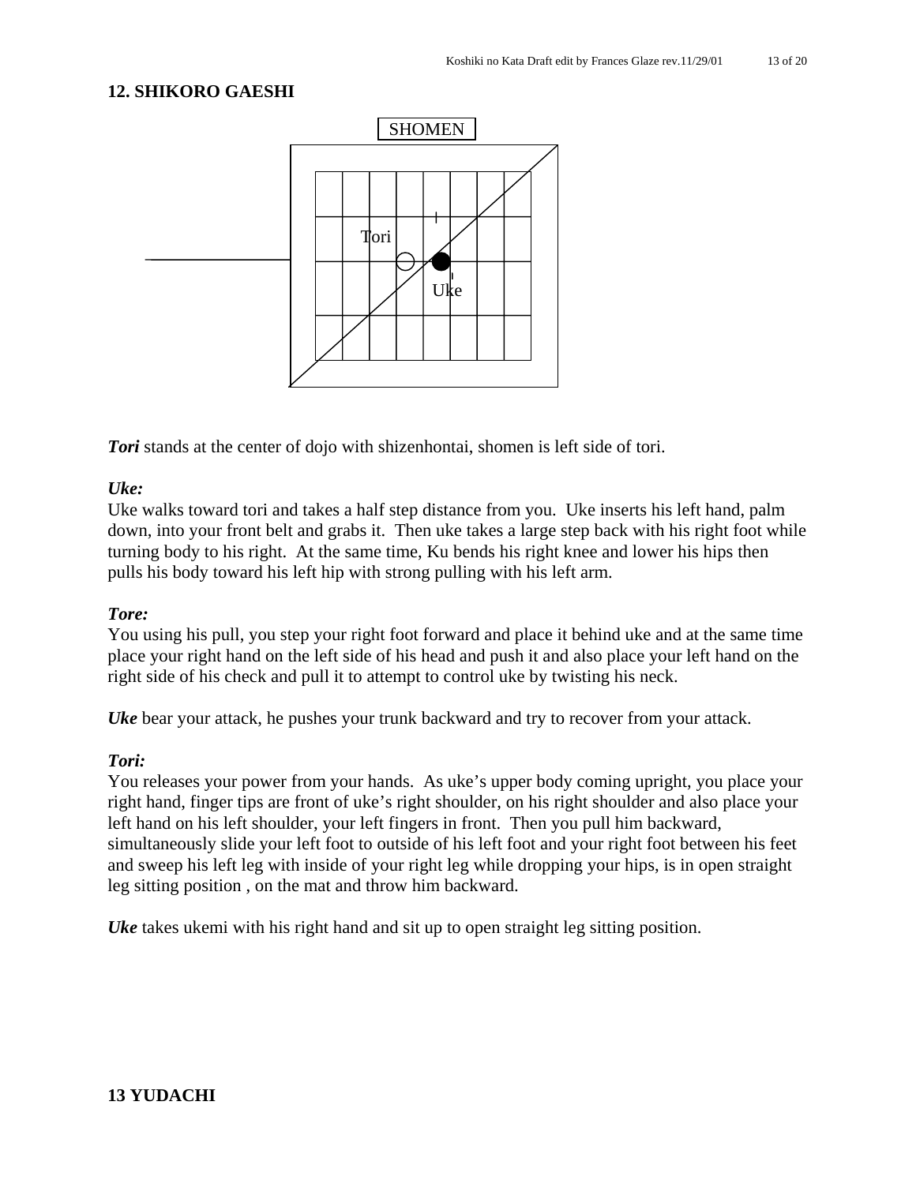## 12. SHIKORO GAESHI

SHOMEN

Tori

Uke

***Tori*** stands at the center of dojo with shizenhontai, shomen is left side of tori.

***Uke:***

Uke walks toward tori and takes a half step distance from you. Uke inserts his left hand, palm down, into your front belt and grabs it. Then uke takes a large step back with his right foot while turning body to his right. At the same time, Ku bends his right knee and lower his hips then pulls his body toward his left hip with strong pulling with his left arm.

***Tore:***

You using his pull, you step your right foot forward and place it behind uke and at the same time place your right hand on the left side of his head and push it and also place your left hand on the right side of his check and pull it to attempt to control uke by twisting his neck.

***Uke*** bear your attack, he pushes your trunk backward and try to recover from your attack.

***Tori:***

You releases your power from your hands. As uke's upper body coming upright, you place your right hand, finger tips are front of uke's right shoulder, on his right shoulder and also place your left hand on his left shoulder, your left fingers in front. Then you pull him backward, simultaneously slide your left foot to outside of his left foot and your right foot between his feet and sweep his left leg with inside of your right leg while dropping your hips, is in open straight leg sitting position , on the mat and throw him backward.

***Uke*** takes ukemi with his right hand and sit up to open straight leg sitting position.

## 13 YUDACHI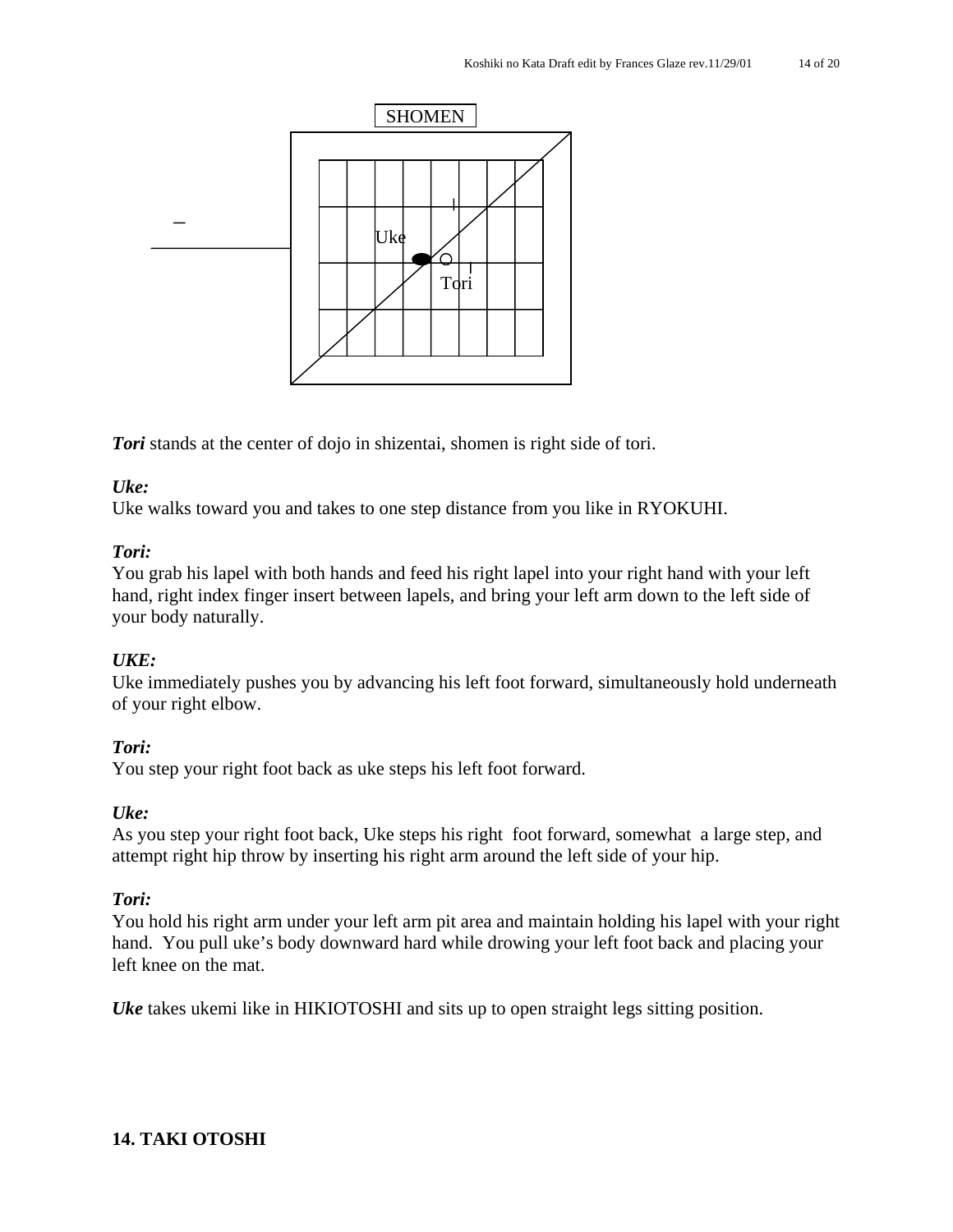SHOMEN

Uke

Tori

***Tori*** stands at the center of dojo in shizentai, shomen is right side of tori.

***Uke:***
Uke walks toward you and takes to one step distance from you like in RYOKUHI.

***Tori:***
You grab his lapel with both hands and feed his right lapel into your right hand with your left hand, right index finger insert between lapels, and bring your left arm down to the left side of your body naturally.

***UKE:***
Uke immediately pushes you by advancing his left foot forward, simultaneously hold underneath of your right elbow.

***Tori:***
You step your right foot back as uke steps his left foot forward.

***Uke:***
As you step your right foot back, Uke steps his right foot forward, somewhat a large step, and attempt right hip throw by inserting his right arm around the left side of your hip.

***Tori:***
You hold his right arm under your left arm pit area and maintain holding his lapel with your right hand. You pull uke's body downward hard while drowing your left foot back and placing your left knee on the mat.

***Uke*** takes ukemi like in HIKIOTOSHI and sits up to open straight legs sitting position.

**14. TAKI OTOSHI**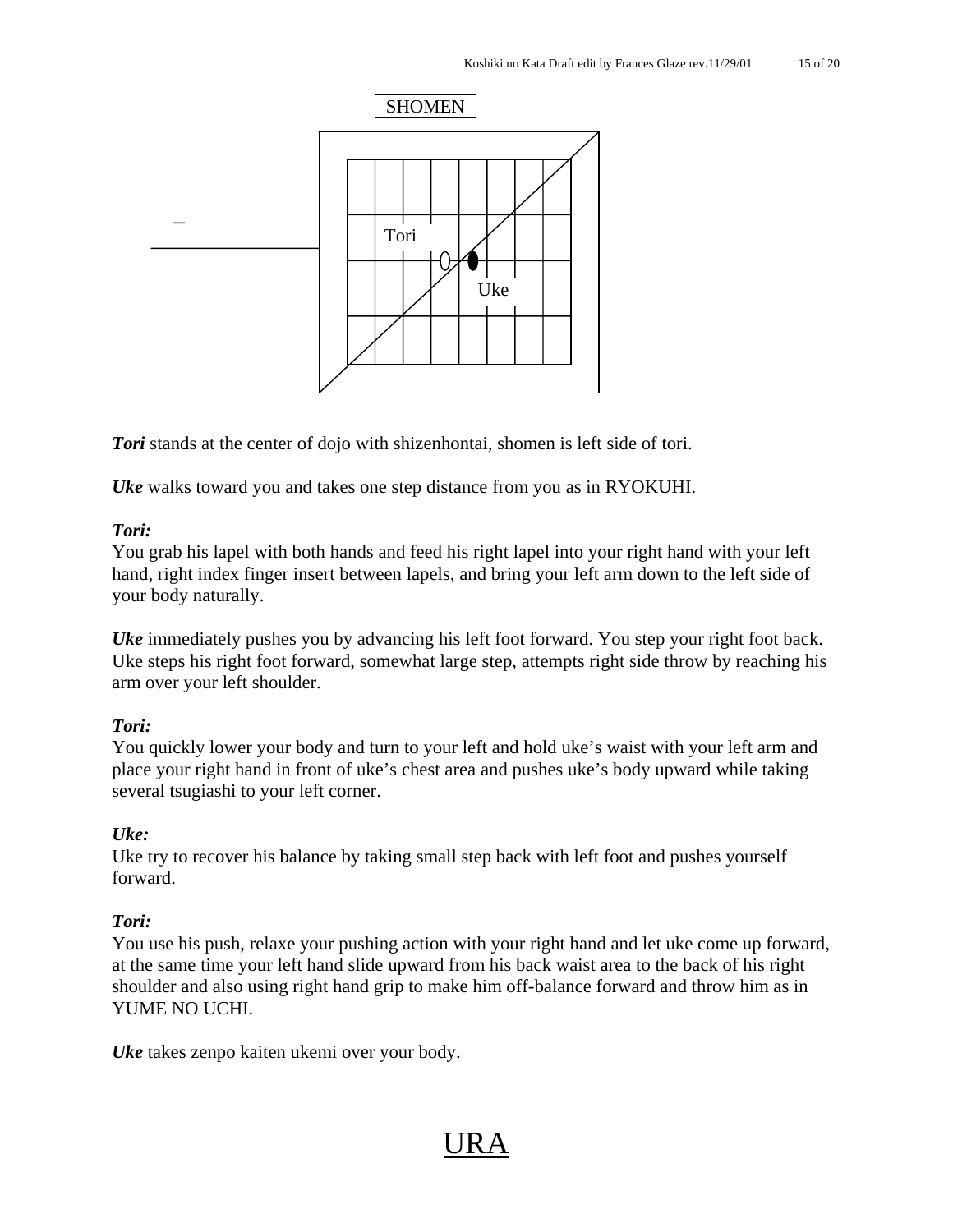SHOMEN

Tori

Uke

***Tori*** stands at the center of dojo with shizenhontai, shomen is left side of tori.

***Uke*** walks toward you and takes one step distance from you as in RYOKUHI.

***Tori:***
You grab his lapel with both hands and feed his right lapel into your right hand with your left hand, right index finger insert between lapels, and bring your left arm down to the left side of your body naturally.

***Uke*** immediately pushes you by advancing his left foot forward. You step your right foot back. Uke steps his right foot forward, somewhat large step, attempts right side throw by reaching his arm over your left shoulder.

***Tori:***
You quickly lower your body and turn to your left and hold uke's waist with your left arm and place your right hand in front of uke's chest area and pushes uke's body upward while taking several tsugiashi to your left corner.

***Uke:***
Uke try to recover his balance by taking small step back with left foot and pushes yourself forward.

***Tori:***
You use his push, relaxe your pushing action with your right hand and let uke come up forward, at the same time your left hand slide upward from his back waist area to the back of his right shoulder and also using right hand grip to make him off-balance forward and throw him as in YUME NO UCHI.

***Uke*** takes zenpo kaiten ukemi over your body.

# URA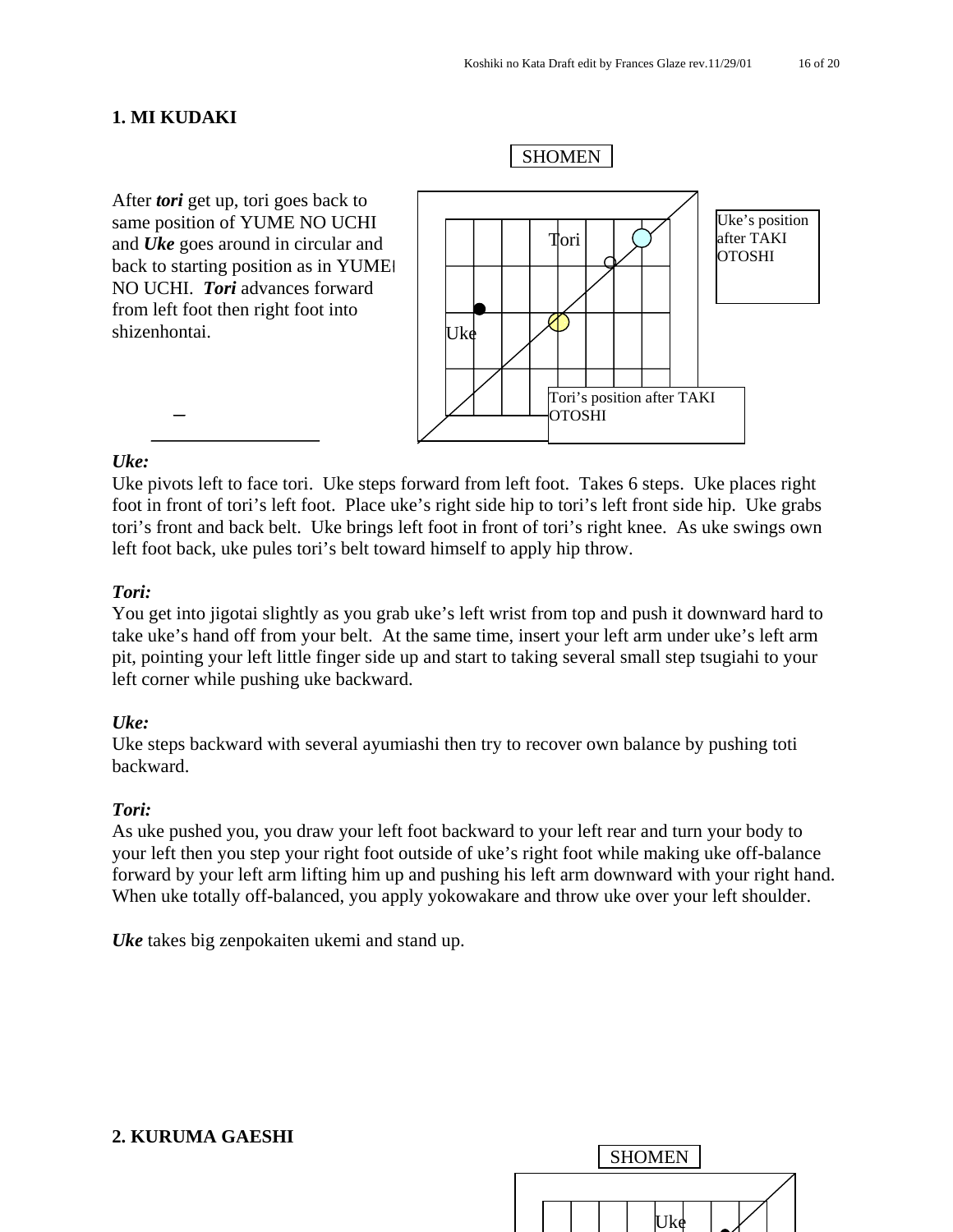## 1. MI KUDAKI

SHOMEN

After ***tori*** get up, tori goes back to same position of YUME NO UCHI and ***Uke*** goes around in circular and back to starting position as in YUME NO UCHI. ***Tori*** advances forward from left foot then right foot into shizenhontai.

Tori

Uke

Uke's position after TAKI OTOSHI

Tori's position after TAKI OTOSHI

***Uke:***
Uke pivots left to face tori. Uke steps forward from left foot. Takes 6 steps. Uke places right foot in front of tori's left foot. Place uke's right side hip to tori's left front side hip. Uke grabs tori's front and back belt. Uke brings left foot in front of tori's right knee. As uke swings own left foot back, uke pules tori's belt toward himself to apply hip throw.

***Tori:***
You get into jigotai slightly as you grab uke's left wrist from top and push it downward hard to take uke's hand off from your belt. At the same time, insert your left arm under uke's left arm pit, pointing your left little finger side up and start to taking several small step tsugiahi to your left corner while pushing uke backward.

***Uke:***
Uke steps backward with several ayumiashi then try to recover own balance by pushing toti backward.

***Tori:***
As uke pushed you, you draw your left foot backward to your left rear and turn your body to your left then you step your right foot outside of uke's right foot while making uke off-balance forward by your left arm lifting him up and pushing his left arm downward with your right hand. When uke totally off-balanced, you apply yokowakare and throw uke over your left shoulder.

***Uke*** takes big zenpokaiten ukemi and stand up.

## 2. KURUMA GAESHI

SHOMEN

Uke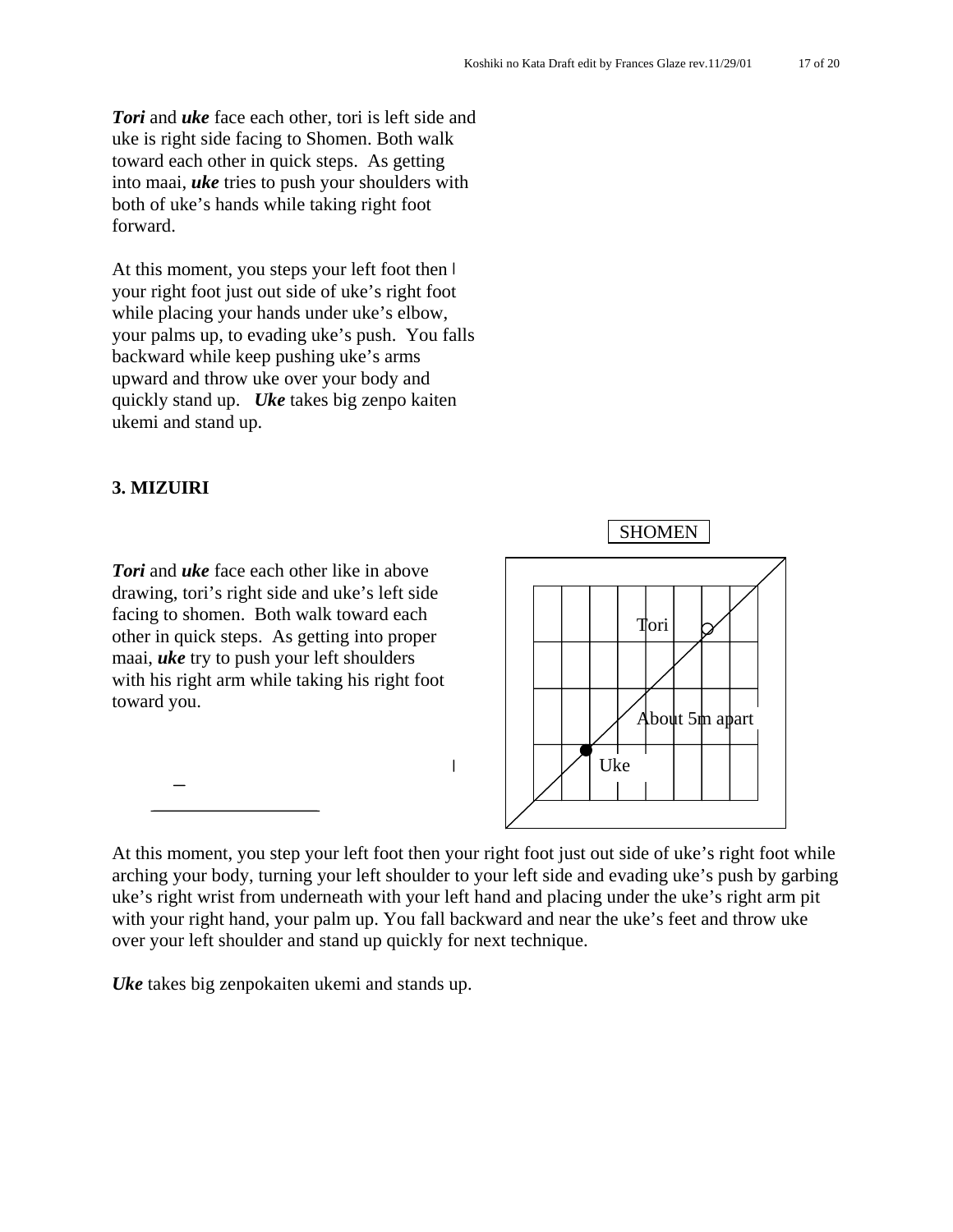***Tori*** and ***uke*** face each other, tori is left side and uke is right side facing to Shomen. Both walk toward each other in quick steps. As getting into maai, ***uke*** tries to push your shoulders with both of uke's hands while taking right foot forward.

At this moment, you steps your left foot then your right foot just out side of uke's right foot while placing your hands under uke's elbow, your palms up, to evading uke's push. You falls backward while keep pushing uke's arms upward and throw uke over your body and quickly stand up. ***Uke*** takes big zenpo kaiten ukemi and stand up.

### 3. MIZUIRI

***Tori*** and ***uke*** face each other like in above drawing, tori's right side and uke's left side facing to shomen. Both walk toward each other in quick steps. As getting into proper maai, ***uke*** try to push your left shoulders with his right arm while taking his right foot toward you.

SHOMEN

Tori

About 5m apart

Uke

At this moment, you step your left foot then your right foot just out side of uke's right foot while arching your body, turning your left shoulder to your left side and evading uke's push by garbing uke's right wrist from underneath with your left hand and placing under the uke's right arm pit with your right hand, your palm up. You fall backward and near the uke's feet and throw uke over your left shoulder and stand up quickly for next technique.

***Uke*** takes big zenpokaiten ukemi and stands up.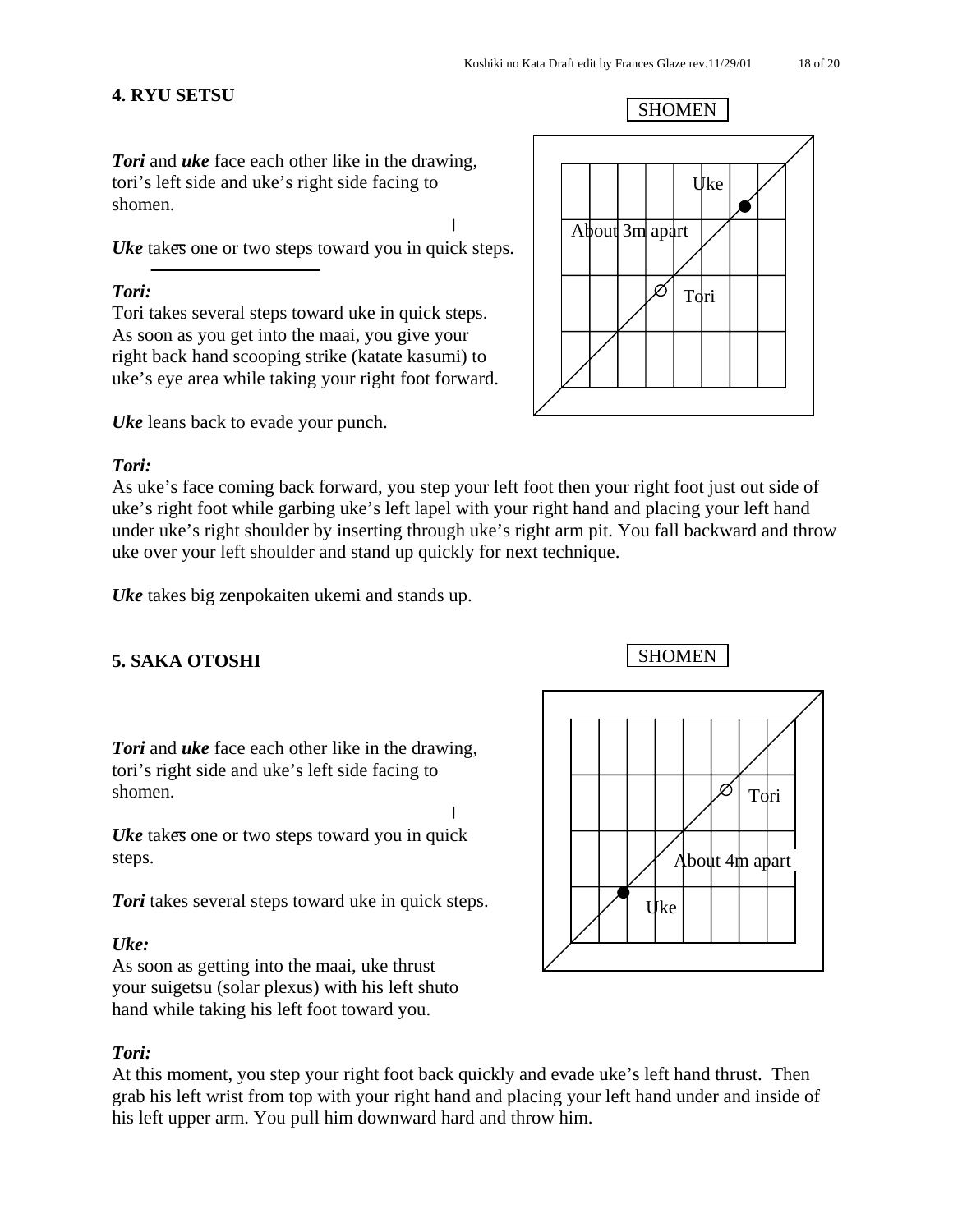## 4. RYU SETSU

SHOMEN

Uke

About 3m apart

Tori

***Tori*** and ***uke*** face each other like in the drawing, tori's left side and uke's right side facing to shomen.

***Uke*** takes one or two steps toward you in quick steps.

***Tori:***
Tori takes several steps toward uke in quick steps. As soon as you get into the maai, you give your right back hand scooping strike (katate kasumi) to uke's eye area while taking your right foot forward.

***Uke*** leans back to evade your punch.

***Tori:***
As uke's face coming back forward, you step your left foot then your right foot just out side of uke's right foot while garbing uke's left lapel with your right hand and placing your left hand under uke's right shoulder by inserting through uke's right arm pit. You fall backward and throw uke over your left shoulder and stand up quickly for next technique.

***Uke*** takes big zenpokaiten ukemi and stands up.

## 5. SAKA OTOSHI

SHOMEN

Tori

About 4m apart

Uke

***Tori*** and ***uke*** face each other like in the drawing, tori's right side and uke's left side facing to shomen.

***Uke*** takes one or two steps toward you in quick steps.

***Tori*** takes several steps toward uke in quick steps.

***Uke:***
As soon as getting into the maai, uke thrust your suigetsu (solar plexus) with his left shuto hand while taking his left foot toward you.

***Tori:***
At this moment, you step your right foot back quickly and evade uke's left hand thrust. Then grab his left wrist from top with your right hand and placing your left hand under and inside of his left upper arm. You pull him downward hard and throw him.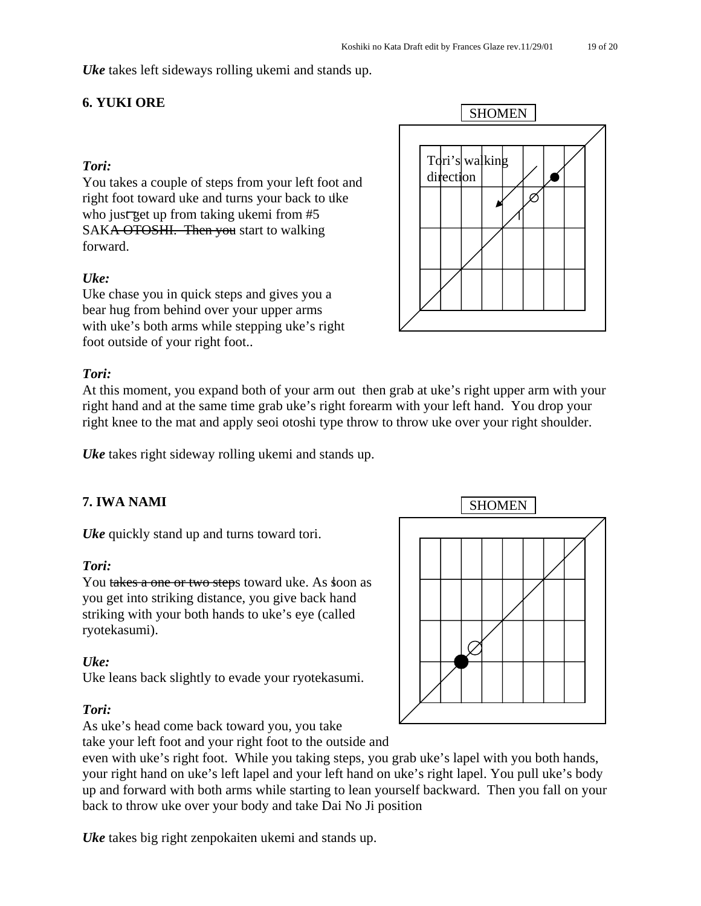*Uke* takes left sideways rolling ukemi and stands up.

## 6. YUKI ORE

SHOMEN

Tori's walking direction

*Tori:*
You takes a couple of steps from your left foot and right foot toward uke and turns your back to uke who just get up from taking ukemi from #5 SAK~~A OTOSHI. Then you~~ start to walking forward.

*Uke:*
Uke chase you in quick steps and gives you a bear hug from behind over your upper arms with uke's both arms while stepping uke's right foot outside of your right foot..

*Tori:*
At this moment, you expand both of your arm out then grab at uke's right upper arm with your right hand and at the same time grab uke's right forearm with your left hand. You drop your right knee to the mat and apply seoi otoshi type throw to throw uke over your right shoulder.

*Uke* takes right sideway rolling ukemi and stands up.

## 7. IWA NAMI

SHOMEN

*Uke* quickly stand up and turns toward tori.

*Tori:*
You ~~takes a one or two step~~s toward uke. As soon as you get into striking distance, you give back hand striking with your both hands to uke's eye (called ryotekasumi).

*Uke:*
Uke leans back slightly to evade your ryotekasumi.

*Tori:*
As uke's head come back toward you, you take take your left foot and your right foot to the outside and even with uke's right foot. While you taking steps, you grab uke's lapel with you both hands, your right hand on uke's left lapel and your left hand on uke's right lapel. You pull uke's body up and forward with both arms while starting to lean yourself backward. Then you fall on your back to throw uke over your body and take Dai No Ji position

*Uke* takes big right zenpokaiten ukemi and stands up.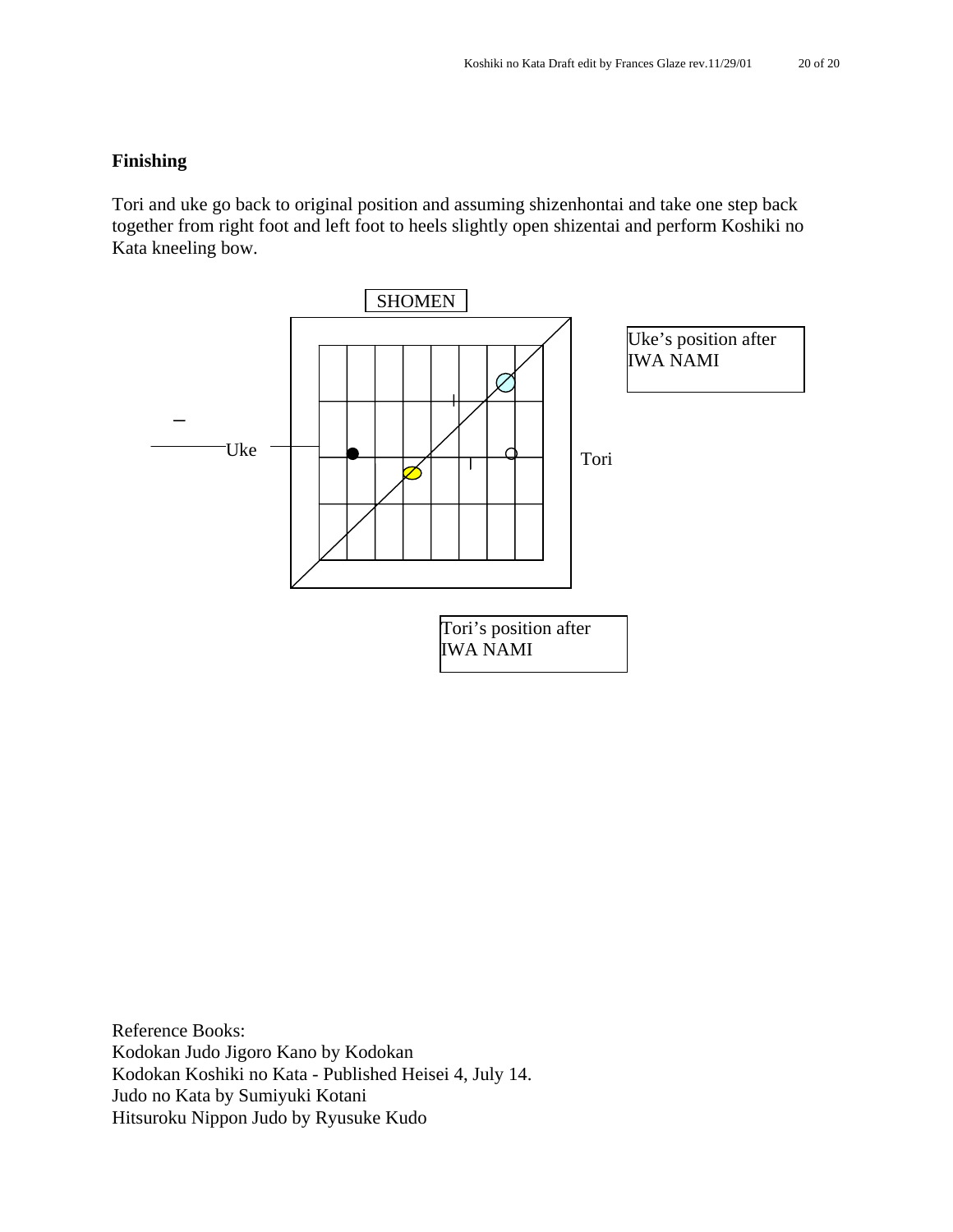## Finishing

Tori and uke go back to original position and assuming shizenhontai and take one step back together from right foot and left foot to heels slightly open shizentai and perform Koshiki no Kata kneeling bow.

SHOMEN

Uke's position after IWA NAMI

Uke

Tori

Tori's position after IWA NAMI

Reference Books:
Kodokan Judo Jigoro Kano by Kodokan
Kodokan Koshiki no Kata - Published Heisei 4, July 14.
Judo no Kata by Sumiyuki Kotani
Hitsuroku Nippon Judo by Ryusuke Kudo